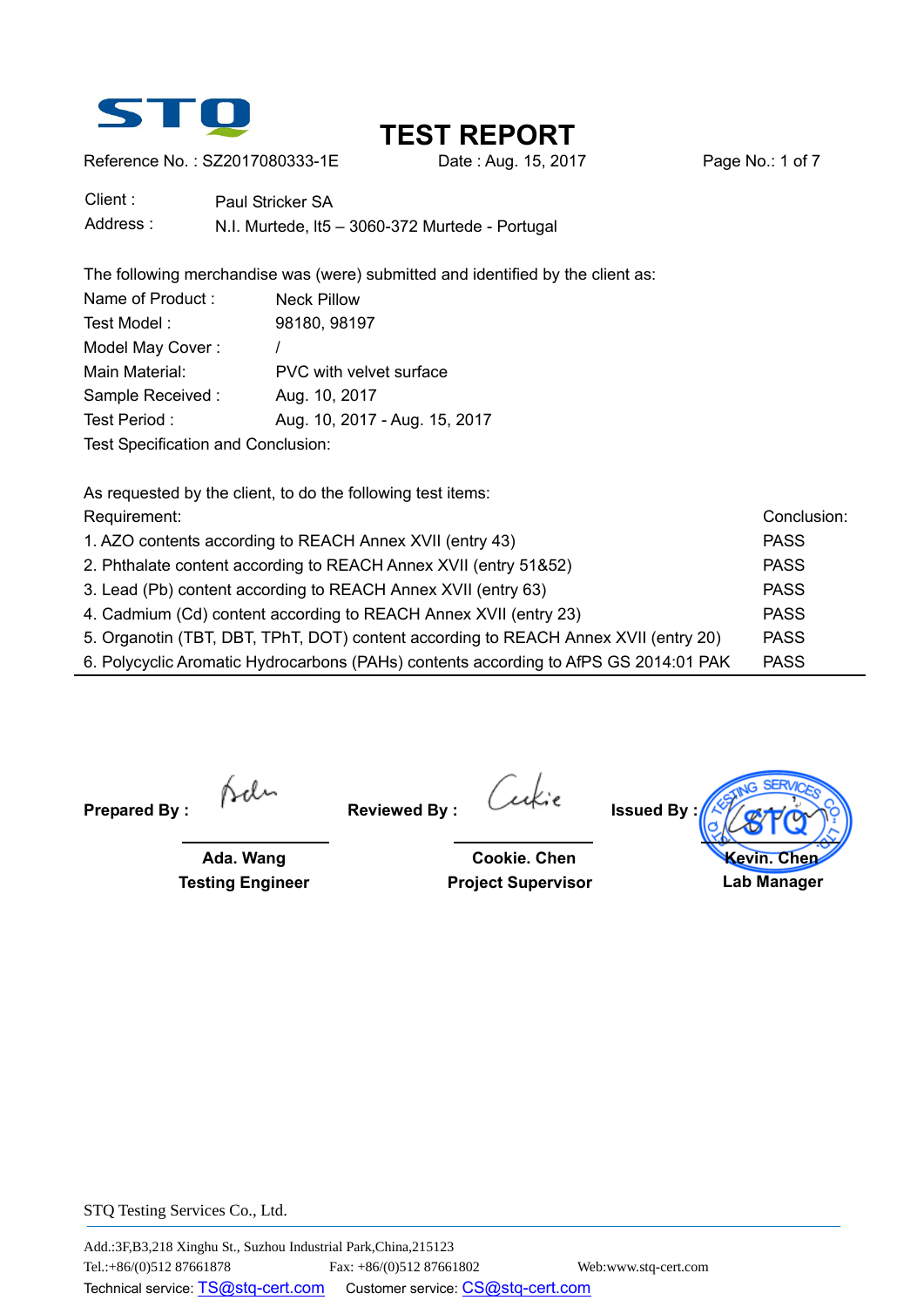STQ

# TEST REPORT

Reference No. : SZ2017080333-1E　　Date : Aug. 15, 2017

| | |
|---|---|
| Client : | Paul Stricker SA |
| Address : | N.I. Murtede, lt5 – 3060-372 Murtede - Portugal |

The following merchandise was (were) submitted and identified by the client as:

| | |
|---|---|
| Name of Product : | Neck Pillow |
| Test Model : | 98180, 98197 |
| Model May Cover : | / |
| Main Material: | PVC with velvet surface |
| Sample Received : | Aug. 10, 2017 |
| Test Period : | Aug. 10, 2017 - Aug. 15, 2017 |

Test Specification and Conclusion:

As requested by the client, to do the following test items:

| Requirement: | Conclusion: |
|---|---|
| 1. AZO contents according to REACH Annex XVII (entry 43) | PASS |
| 2. Phthalate content according to REACH Annex XVII (entry 51&52) | PASS |
| 3. Lead (Pb) content according to REACH Annex XVII (entry 63) | PASS |
| 4. Cadmium (Cd) content according to REACH Annex XVII (entry 23) | PASS |
| 5. Organotin (TBT, DBT, TPhT, DOT) content according to REACH Annex XVII (entry 20) | PASS |
| 6. Polycyclic Aromatic Hydrocarbons (PAHs) contents according to AfPS GS 2014:01 PAK | PASS |

| Prepared By : | Reviewed By : | Issued By : |
|---|---|---|
| **Ada. Wang** | **Cookie. Chen** | **Kevin. Chen** |
| **Testing Engineer** | **Project Supervisor** | **Lab Manager** |

STQ Testing Services Co., Ltd.

Add.:3F,B3,218 Xinghu St., Suzhou Industrial Park,China,215123

Tel.:+86/(0)512 87661878　　Fax: +86/(0)512 87661802　　Web:www.stq-cert.com

Technical service: TS@stq-cert.com　　Customer service: CS@stq-cert.com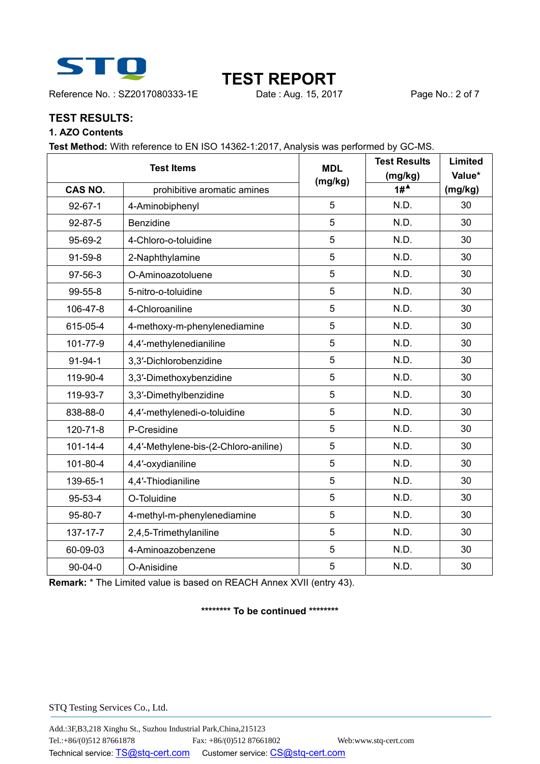# TEST REPORT

Reference No. : SZ2017080333-1E Date : Aug. 15, 2017

## TEST RESULTS:

### 1. AZO Contents

**Test Method:** With reference to EN ISO 14362-1:2017, Analysis was performed by GC-MS.

| Test Items | | MDL (mg/kg) | Test Results (mg/kg) | Limited Value* (mg/kg) |
|---|---|---|---|---|
| CAS NO. | prohibitive aromatic amines | | 1#▲ | |
| 92-67-1 | 4-Aminobiphenyl | 5 | N.D. | 30 |
| 92-87-5 | Benzidine | 5 | N.D. | 30 |
| 95-69-2 | 4-Chloro-o-toluidine | 5 | N.D. | 30 |
| 91-59-8 | 2-Naphthylamine | 5 | N.D. | 30 |
| 97-56-3 | O-Aminoazotoluene | 5 | N.D. | 30 |
| 99-55-8 | 5-nitro-o-toluidine | 5 | N.D. | 30 |
| 106-47-8 | 4-Chloroaniline | 5 | N.D. | 30 |
| 615-05-4 | 4-methoxy-m-phenylenediamine | 5 | N.D. | 30 |
| 101-77-9 | 4,4′-methylenedianiline | 5 | N.D. | 30 |
| 91-94-1 | 3,3′-Dichlorobenzidine | 5 | N.D. | 30 |
| 119-90-4 | 3,3′-Dimethoxybenzidine | 5 | N.D. | 30 |
| 119-93-7 | 3,3′-Dimethylbenzidine | 5 | N.D. | 30 |
| 838-88-0 | 4,4′-methylenedi-o-toluidine | 5 | N.D. | 30 |
| 120-71-8 | P-Cresidine | 5 | N.D. | 30 |
| 101-14-4 | 4,4′-Methylene-bis-(2-Chloro-aniline) | 5 | N.D. | 30 |
| 101-80-4 | 4,4′-oxydianiline | 5 | N.D. | 30 |
| 139-65-1 | 4,4′-Thiodianiline | 5 | N.D. | 30 |
| 95-53-4 | O-Toluidine | 5 | N.D. | 30 |
| 95-80-7 | 4-methyl-m-phenylenediamine | 5 | N.D. | 30 |
| 137-17-7 | 2,4,5-Trimethylaniline | 5 | N.D. | 30 |
| 60-09-03 | 4-Aminoazobenzene | 5 | N.D. | 30 |
| 90-04-0 | O-Anisidine | 5 | N.D. | 30 |

**Remark:** * The Limited value is based on REACH Annex XVII (entry 43).

******** **To be continued** ********

STQ Testing Services Co., Ltd.

Add.:3F,B3,218 Xinghu St., Suzhou Industrial Park,China,215123
Tel.:+86/(0)512 87661878 Fax: +86/(0)512 87661802 Web:www.stq-cert.com
Technical service: TS@stq-cert.com Customer service: CS@stq-cert.com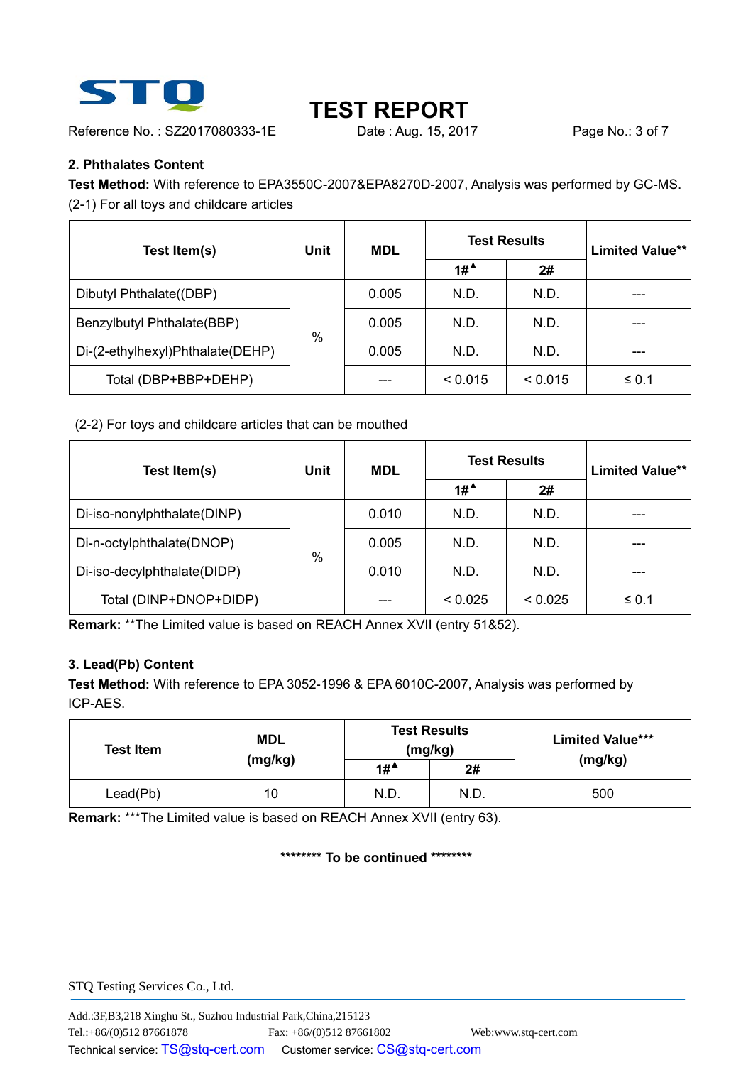## 2. Phthalates Content

**Test Method:** With reference to EPA3550C-2007&EPA8270D-2007, Analysis was performed by GC-MS.

(2-1) For all toys and childcare articles

| Test Item(s) | Unit | MDL | Test Results | | Limited Value** |
|---|---|---|---|---|---|
| | | | 1#▲ | 2# | |
| Dibutyl Phthalate((DBP) | % | 0.005 | N.D. | N.D. | --- |
| Benzylbutyl Phthalate(BBP) | | 0.005 | N.D. | N.D. | --- |
| Di-(2-ethylhexyl)Phthalate(DEHP) | | 0.005 | N.D. | N.D. | --- |
| Total (DBP+BBP+DEHP) | | --- | < 0.015 | < 0.015 | ≤ 0.1 |

(2-2) For toys and childcare articles that can be mouthed

| Test Item(s) | Unit | MDL | Test Results | | Limited Value** |
|---|---|---|---|---|---|
| | | | 1#▲ | 2# | |
| Di-iso-nonylphthalate(DINP) | % | 0.010 | N.D. | N.D. | --- |
| Di-n-octylphthalate(DNOP) | | 0.005 | N.D. | N.D. | --- |
| Di-iso-decylphthalate(DIDP) | | 0.010 | N.D. | N.D. | --- |
| Total (DINP+DNOP+DIDP) | | --- | < 0.025 | < 0.025 | ≤ 0.1 |

**Remark:** **The Limited value is based on REACH Annex XVII (entry 51&52).

## 3. Lead(Pb) Content

**Test Method:** With reference to EPA 3052-1996 & EPA 6010C-2007, Analysis was performed by ICP-AES.

| Test Item | MDL (mg/kg) | Test Results (mg/kg) | | Limited Value*** (mg/kg) |
|---|---|---|---|---|
| | | 1#▲ | 2# | |
| Lead(Pb) | 10 | N.D. | N.D. | 500 |

**Remark:** ***The Limited value is based on REACH Annex XVII (entry 63).

******** To be continued ********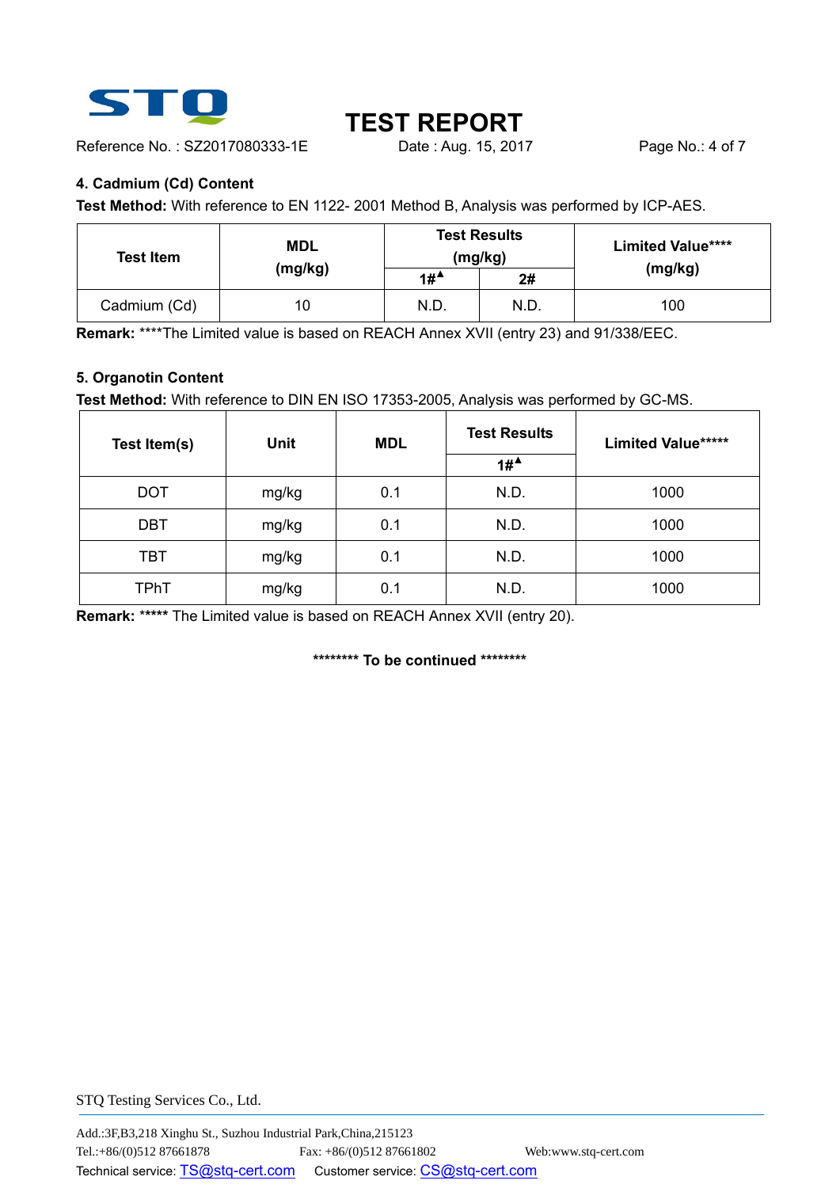## 4. Cadmium (Cd) Content

**Test Method:** With reference to EN 1122- 2001 Method B, Analysis was performed by ICP-AES.

| Test Item | MDL (mg/kg) | Test Results (mg/kg) | | Limited Value**** (mg/kg) |
|---|---|---|---|---|
| | | 1#▲ | 2# | |
| Cadmium (Cd) | 10 | N.D. | N.D. | 100 |

**Remark:** ****The Limited value is based on REACH Annex XVII (entry 23) and 91/338/EEC.

## 5. Organotin Content

**Test Method:** With reference to DIN EN ISO 17353-2005, Analysis was performed by GC-MS.

| Test Item(s) | Unit | MDL | Test Results | Limited Value***** |
|---|---|---|---|---|
| | | | 1#▲ | |
| DOT | mg/kg | 0.1 | N.D. | 1000 |
| DBT | mg/kg | 0.1 | N.D. | 1000 |
| TBT | mg/kg | 0.1 | N.D. | 1000 |
| TPhT | mg/kg | 0.1 | N.D. | 1000 |

**Remark:** ***** The Limited value is based on REACH Annex XVII (entry 20).

**\*\*\*\*\*\*\*\* To be continued \*\*\*\*\*\*\*\***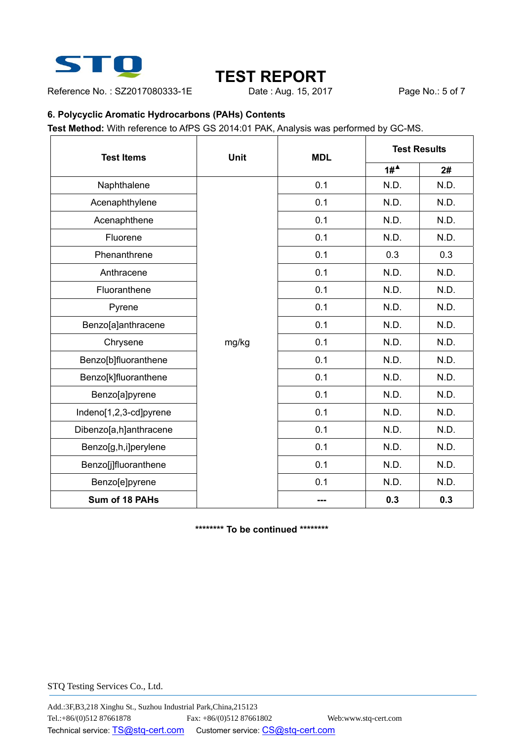# TEST REPORT

Reference No. : SZ2017080333-1E Date : Aug. 15, 2017

## 6. Polycyclic Aromatic Hydrocarbons (PAHs) Contents

**Test Method:** With reference to AfPS GS 2014:01 PAK, Analysis was performed by GC-MS.

| Test Items | Unit | MDL | Test Results | |
|---|---|---|---|---|
| | | | 1#▲ | 2# |
| Naphthalene | mg/kg | 0.1 | N.D. | N.D. |
| Acenaphthylene | | 0.1 | N.D. | N.D. |
| Acenaphthene | | 0.1 | N.D. | N.D. |
| Fluorene | | 0.1 | N.D. | N.D. |
| Phenanthrene | | 0.1 | 0.3 | 0.3 |
| Anthracene | | 0.1 | N.D. | N.D. |
| Fluoranthene | | 0.1 | N.D. | N.D. |
| Pyrene | | 0.1 | N.D. | N.D. |
| Benzo[a]anthracene | | 0.1 | N.D. | N.D. |
| Chrysene | | 0.1 | N.D. | N.D. |
| Benzo[b]fluoranthene | | 0.1 | N.D. | N.D. |
| Benzo[k]fluoranthene | | 0.1 | N.D. | N.D. |
| Benzo[a]pyrene | | 0.1 | N.D. | N.D. |
| Indeno[1,2,3-cd]pyrene | | 0.1 | N.D. | N.D. |
| Dibenzo[a,h]anthracene | | 0.1 | N.D. | N.D. |
| Benzo[g,h,i]perylene | | 0.1 | N.D. | N.D. |
| Benzo[j]fluoranthene | | 0.1 | N.D. | N.D. |
| Benzo[e]pyrene | | 0.1 | N.D. | N.D. |
| **Sum of 18 PAHs** | | **---** | **0.3** | **0.3** |

******** **To be continued** ********

STQ Testing Services Co., Ltd.

Add.:3F,B3,218 Xinghu St., Suzhou Industrial Park,China,215123
Tel.:+86/(0)512 87661878 Fax: +86/(0)512 87661802 Web:www.stq-cert.com
Technical service: TS@stq-cert.com Customer service: CS@stq-cert.com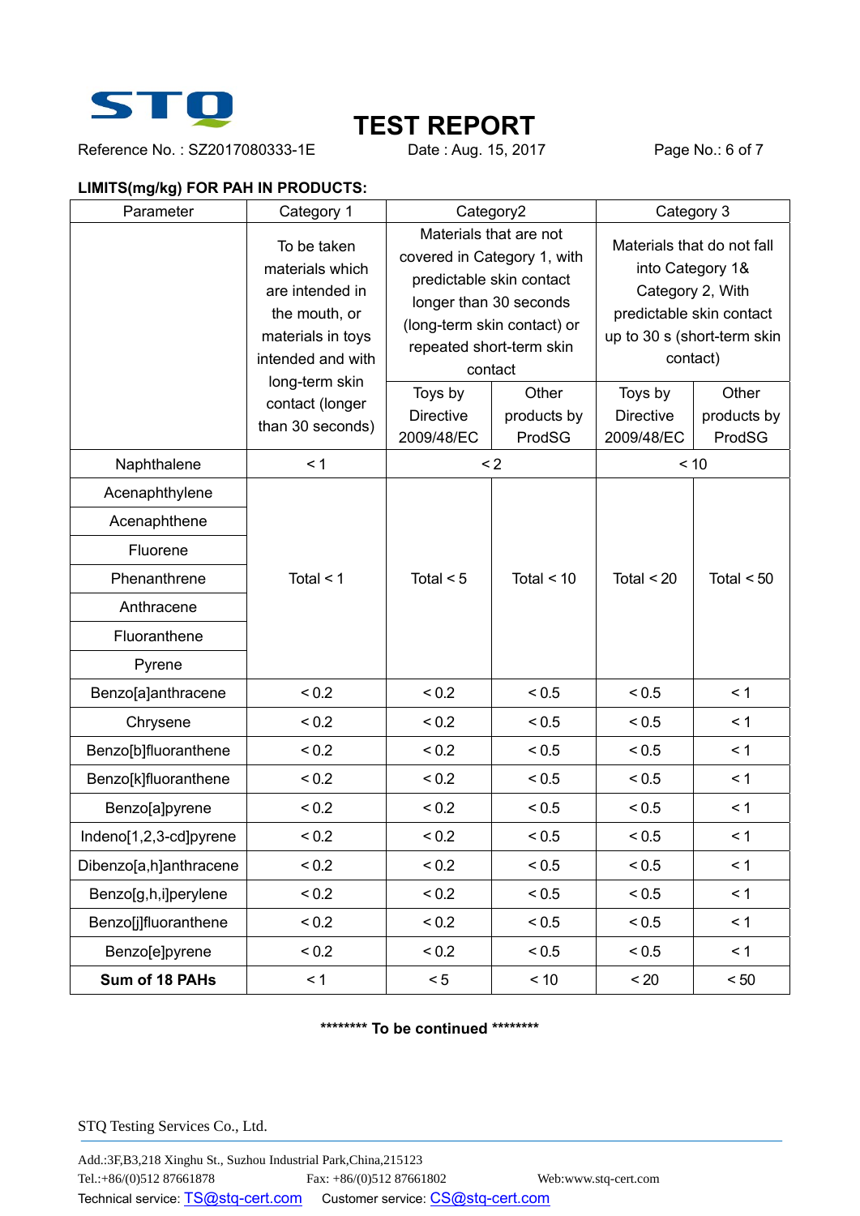**LIMITS(mg/kg) FOR PAH IN PRODUCTS:**

| Parameter | Category 1 | Category2 | | Category 3 | |
|---|---|---|---|---|---|
| | To be taken materials which are intended in the mouth, or materials in toys intended and with long-term skin contact (longer than 30 seconds) | Materials that are not covered in Category 1, with predictable skin contact longer than 30 seconds (long-term skin contact) or repeated short-term skin contact | | Materials that do not fall into Category 1& Category 2, With predictable skin contact up to 30 s (short-term skin contact) | |
| | | Toys by Directive 2009/48/EC | Other products by ProdSG | Toys by Directive 2009/48/EC | Other products by ProdSG |
| Naphthalene | < 1 | < 2 | | < 10 | |
| Acenaphthylene | Total < 1 | Total < 5 | Total < 10 | Total < 20 | Total < 50 |
| Acenaphthene | | | | | |
| Fluorene | | | | | |
| Phenanthrene | | | | | |
| Anthracene | | | | | |
| Fluoranthene | | | | | |
| Pyrene | | | | | |
| Benzo[a]anthracene | < 0.2 | < 0.2 | < 0.5 | < 0.5 | < 1 |
| Chrysene | < 0.2 | < 0.2 | < 0.5 | < 0.5 | < 1 |
| Benzo[b]fluoranthene | < 0.2 | < 0.2 | < 0.5 | < 0.5 | < 1 |
| Benzo[k]fluoranthene | < 0.2 | < 0.2 | < 0.5 | < 0.5 | < 1 |
| Benzo[a]pyrene | < 0.2 | < 0.2 | < 0.5 | < 0.5 | < 1 |
| Indeno[1,2,3-cd]pyrene | < 0.2 | < 0.2 | < 0.5 | < 0.5 | < 1 |
| Dibenzo[a,h]anthracene | < 0.2 | < 0.2 | < 0.5 | < 0.5 | < 1 |
| Benzo[g,h,i]perylene | < 0.2 | < 0.2 | < 0.5 | < 0.5 | < 1 |
| Benzo[j]fluoranthene | < 0.2 | < 0.2 | < 0.5 | < 0.5 | < 1 |
| Benzo[e]pyrene | < 0.2 | < 0.2 | < 0.5 | < 0.5 | < 1 |
| **Sum of 18 PAHs** | < 1 | < 5 | < 10 | < 20 | < 50 |

******** **To be continued** ********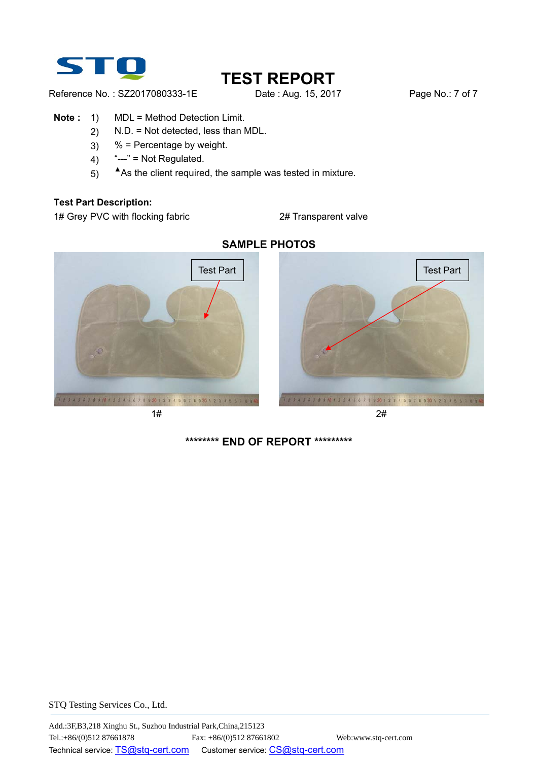# TEST REPORT

Reference No. : SZ2017080333-1E    Date : Aug. 15, 2017

**Note :**
1) MDL = Method Detection Limit.
2) N.D. = Not detected, less than MDL.
3) % = Percentage by weight.
4) "---" = Not Regulated.
5) ▲As the client required, the sample was tested in mixture.

**Test Part Description:**

1# Grey PVC with flocking fabric

2# Transparent valve

**SAMPLE PHOTOS**

Test Part

1#

Test Part

2#

******** **END OF REPORT** *********

STQ Testing Services Co., Ltd.

Add.:3F,B3,218 Xinghu St., Suzhou Industrial Park,China,215123

Tel.:+86/(0)512 87661878    Fax: +86/(0)512 87661802    Web:www.stq-cert.com

Technical service: TS@stq-cert.com    Customer service: CS@stq-cert.com